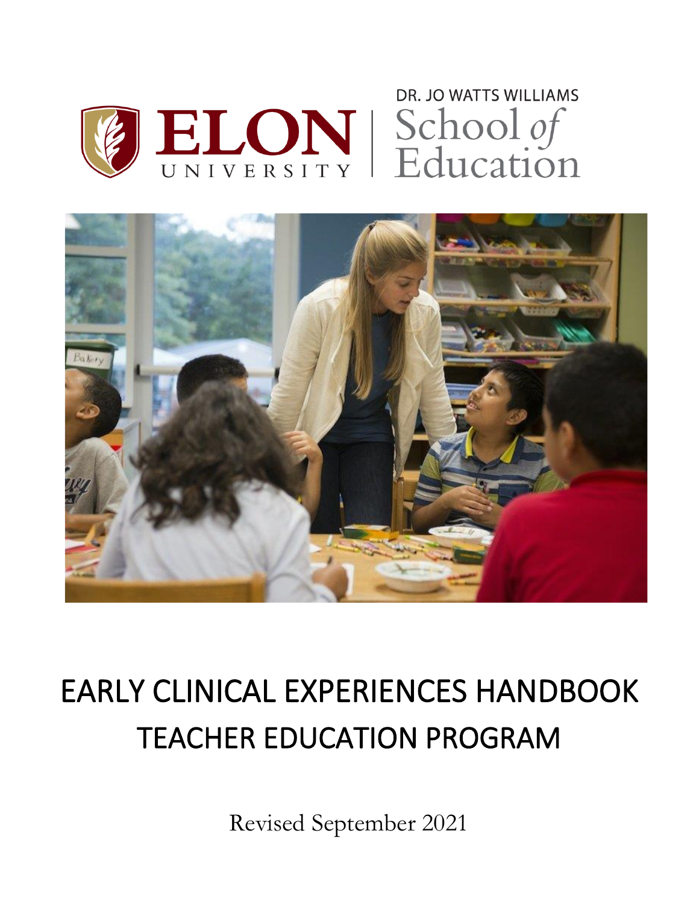ELON UNIVERSITY | DR. JO WATTS WILLIAMS School *of* Education

# EARLY CLINICAL EXPERIENCES HANDBOOK
# TEACHER EDUCATION PROGRAM

Revised September 2021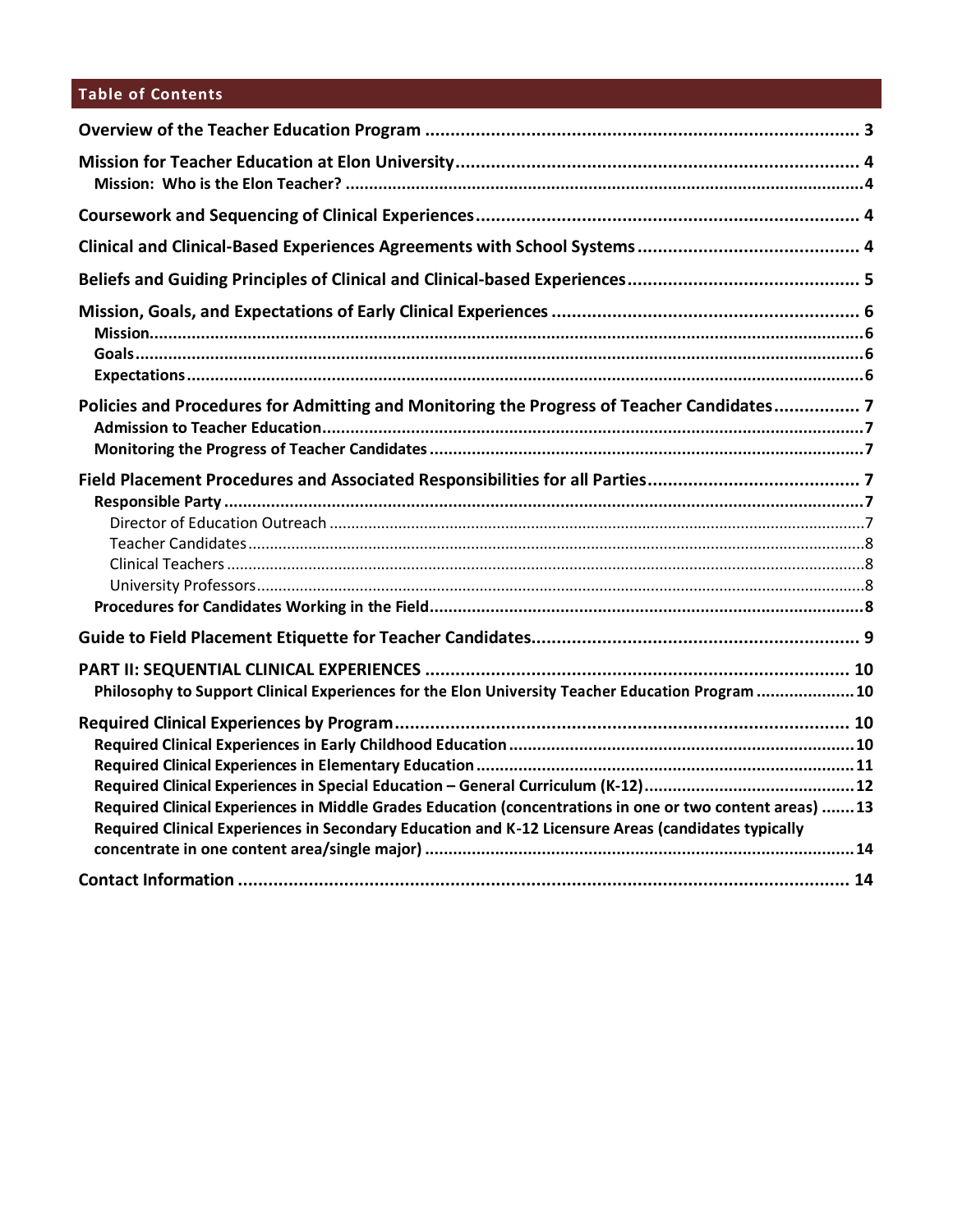## Table of Contents

**Overview of the Teacher Education Program** ........ 3

**Mission for Teacher Education at Elon University** ........ 4
- **Mission: Who is the Elon Teacher?** ........ 4

**Coursework and Sequencing of Clinical Experiences** ........ 4

**Clinical and Clinical-Based Experiences Agreements with School Systems** ........ 4

**Beliefs and Guiding Principles of Clinical and Clinical-based Experiences** ........ 5

**Mission, Goals, and Expectations of Early Clinical Experiences** ........ 6
- **Mission** ........ 6
- **Goals** ........ 6
- **Expectations** ........ 6

**Policies and Procedures for Admitting and Monitoring the Progress of Teacher Candidates** ........ 7
- **Admission to Teacher Education** ........ 7
- **Monitoring the Progress of Teacher Candidates** ........ 7

**Field Placement Procedures and Associated Responsibilities for all Parties** ........ 7
- **Responsible Party** ........ 7
  - Director of Education Outreach ........ 7
  - Teacher Candidates ........ 8
  - Clinical Teachers ........ 8
  - University Professors ........ 8
- **Procedures for Candidates Working in the Field** ........ 8

**Guide to Field Placement Etiquette for Teacher Candidates** ........ 9

**PART II: SEQUENTIAL CLINICAL EXPERIENCES** ........ 10
- **Philosophy to Support Clinical Experiences for the Elon University Teacher Education Program** ........ 10

**Required Clinical Experiences by Program** ........ 10
- **Required Clinical Experiences in Early Childhood Education** ........ 10
- **Required Clinical Experiences in Elementary Education** ........ 11
- **Required Clinical Experiences in Special Education – General Curriculum (K-12)** ........ 12
- **Required Clinical Experiences in Middle Grades Education (concentrations in one or two content areas)** ........ 13
- **Required Clinical Experiences in Secondary Education and K-12 Licensure Areas (candidates typically concentrate in one content area/single major)** ........ 14

**Contact Information** ........ 14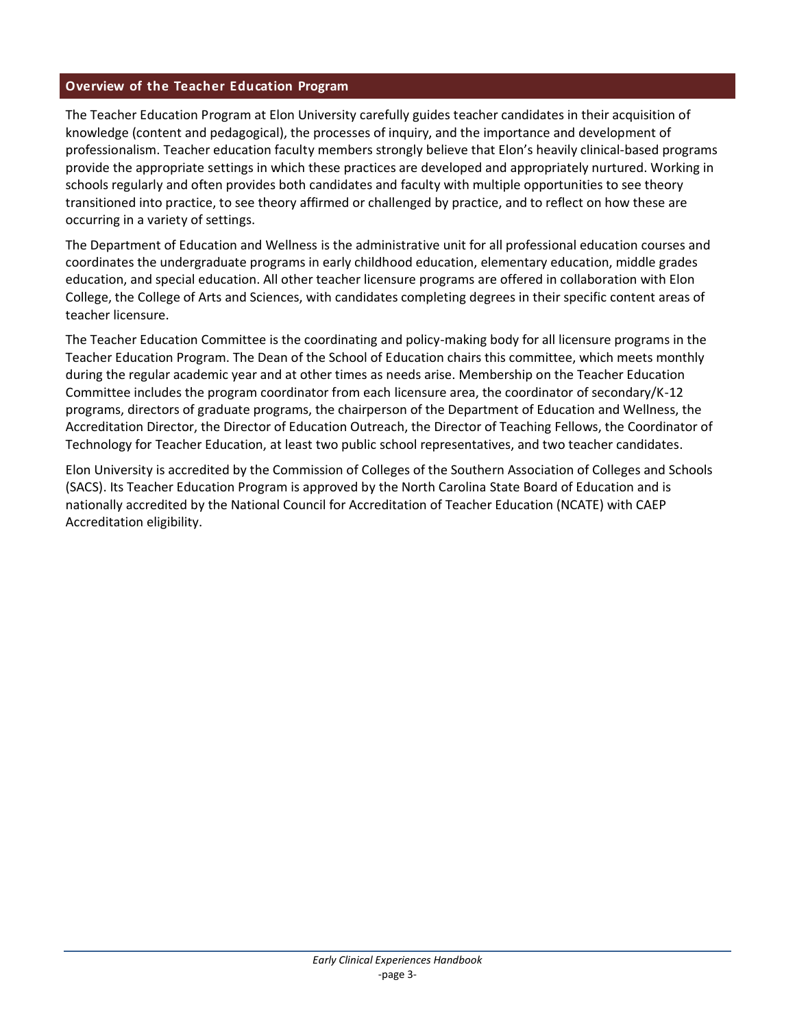## Overview of the Teacher Education Program

The Teacher Education Program at Elon University carefully guides teacher candidates in their acquisition of knowledge (content and pedagogical), the processes of inquiry, and the importance and development of professionalism. Teacher education faculty members strongly believe that Elon's heavily clinical-based programs provide the appropriate settings in which these practices are developed and appropriately nurtured. Working in schools regularly and often provides both candidates and faculty with multiple opportunities to see theory transitioned into practice, to see theory affirmed or challenged by practice, and to reflect on how these are occurring in a variety of settings.

The Department of Education and Wellness is the administrative unit for all professional education courses and coordinates the undergraduate programs in early childhood education, elementary education, middle grades education, and special education. All other teacher licensure programs are offered in collaboration with Elon College, the College of Arts and Sciences, with candidates completing degrees in their specific content areas of teacher licensure.

The Teacher Education Committee is the coordinating and policy-making body for all licensure programs in the Teacher Education Program. The Dean of the School of Education chairs this committee, which meets monthly during the regular academic year and at other times as needs arise. Membership on the Teacher Education Committee includes the program coordinator from each licensure area, the coordinator of secondary/K-12 programs, directors of graduate programs, the chairperson of the Department of Education and Wellness, the Accreditation Director, the Director of Education Outreach, the Director of Teaching Fellows, the Coordinator of Technology for Teacher Education, at least two public school representatives, and two teacher candidates.

Elon University is accredited by the Commission of Colleges of the Southern Association of Colleges and Schools (SACS). Its Teacher Education Program is approved by the North Carolina State Board of Education and is nationally accredited by the National Council for Accreditation of Teacher Education (NCATE) with CAEP Accreditation eligibility.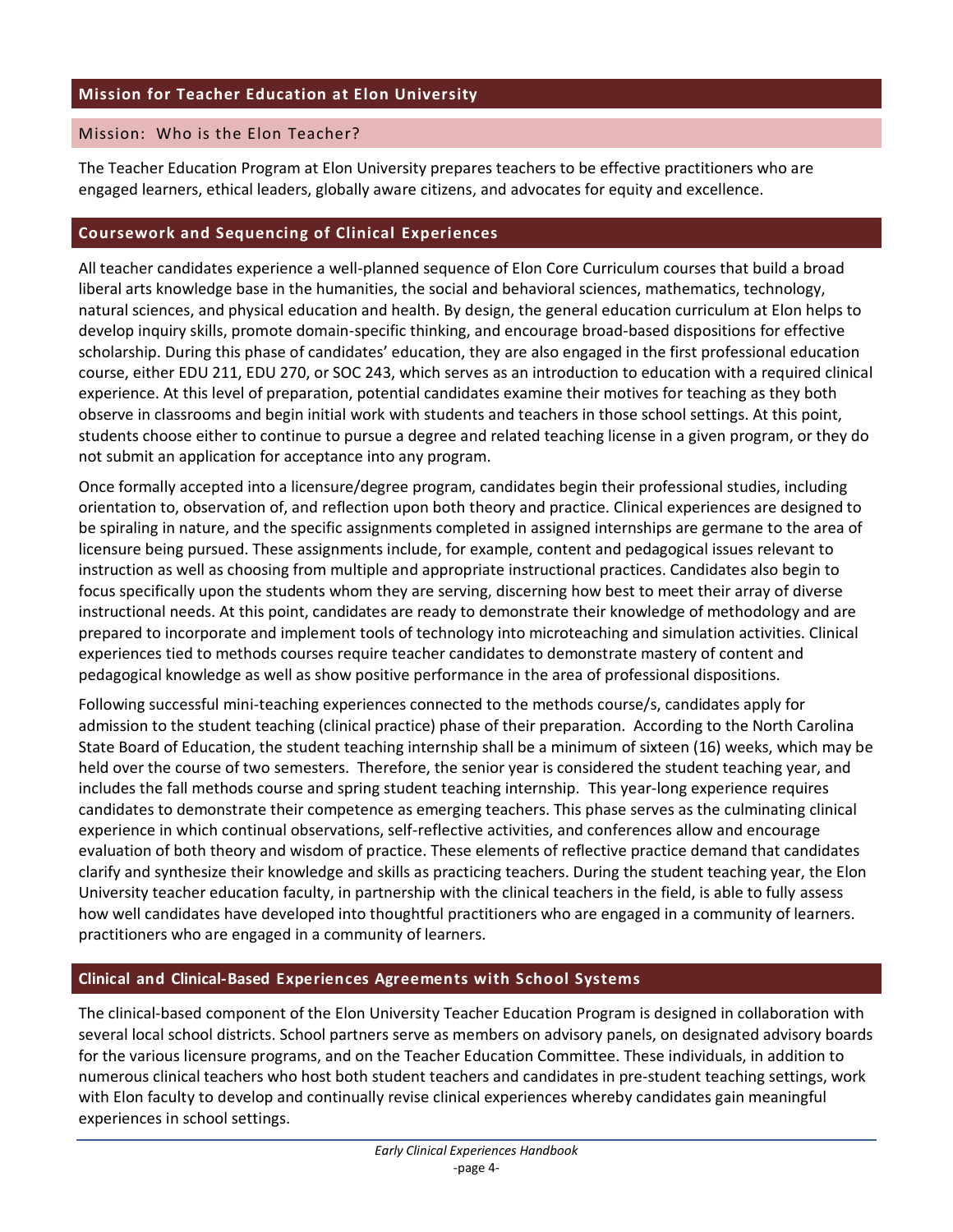## Mission for Teacher Education at Elon University

### Mission: Who is the Elon Teacher?

The Teacher Education Program at Elon University prepares teachers to be effective practitioners who are engaged learners, ethical leaders, globally aware citizens, and advocates for equity and excellence.

## Coursework and Sequencing of Clinical Experiences

All teacher candidates experience a well-planned sequence of Elon Core Curriculum courses that build a broad liberal arts knowledge base in the humanities, the social and behavioral sciences, mathematics, technology, natural sciences, and physical education and health. By design, the general education curriculum at Elon helps to develop inquiry skills, promote domain-specific thinking, and encourage broad-based dispositions for effective scholarship. During this phase of candidates' education, they are also engaged in the first professional education course, either EDU 211, EDU 270, or SOC 243, which serves as an introduction to education with a required clinical experience. At this level of preparation, potential candidates examine their motives for teaching as they both observe in classrooms and begin initial work with students and teachers in those school settings. At this point, students choose either to continue to pursue a degree and related teaching license in a given program, or they do not submit an application for acceptance into any program.

Once formally accepted into a licensure/degree program, candidates begin their professional studies, including orientation to, observation of, and reflection upon both theory and practice. Clinical experiences are designed to be spiraling in nature, and the specific assignments completed in assigned internships are germane to the area of licensure being pursued. These assignments include, for example, content and pedagogical issues relevant to instruction as well as choosing from multiple and appropriate instructional practices. Candidates also begin to focus specifically upon the students whom they are serving, discerning how best to meet their array of diverse instructional needs. At this point, candidates are ready to demonstrate their knowledge of methodology and are prepared to incorporate and implement tools of technology into microteaching and simulation activities. Clinical experiences tied to methods courses require teacher candidates to demonstrate mastery of content and pedagogical knowledge as well as show positive performance in the area of professional dispositions.

Following successful mini-teaching experiences connected to the methods course/s, candidates apply for admission to the student teaching (clinical practice) phase of their preparation. According to the North Carolina State Board of Education, the student teaching internship shall be a minimum of sixteen (16) weeks, which may be held over the course of two semesters. Therefore, the senior year is considered the student teaching year, and includes the fall methods course and spring student teaching internship. This year-long experience requires candidates to demonstrate their competence as emerging teachers. This phase serves as the culminating clinical experience in which continual observations, self-reflective activities, and conferences allow and encourage evaluation of both theory and wisdom of practice. These elements of reflective practice demand that candidates clarify and synthesize their knowledge and skills as practicing teachers. During the student teaching year, the Elon University teacher education faculty, in partnership with the clinical teachers in the field, is able to fully assess how well candidates have developed into thoughtful practitioners who are engaged in a community of learners. practitioners who are engaged in a community of learners.

## Clinical and Clinical-Based Experiences Agreements with School Systems

The clinical-based component of the Elon University Teacher Education Program is designed in collaboration with several local school districts. School partners serve as members on advisory panels, on designated advisory boards for the various licensure programs, and on the Teacher Education Committee. These individuals, in addition to numerous clinical teachers who host both student teachers and candidates in pre-student teaching settings, work with Elon faculty to develop and continually revise clinical experiences whereby candidates gain meaningful experiences in school settings.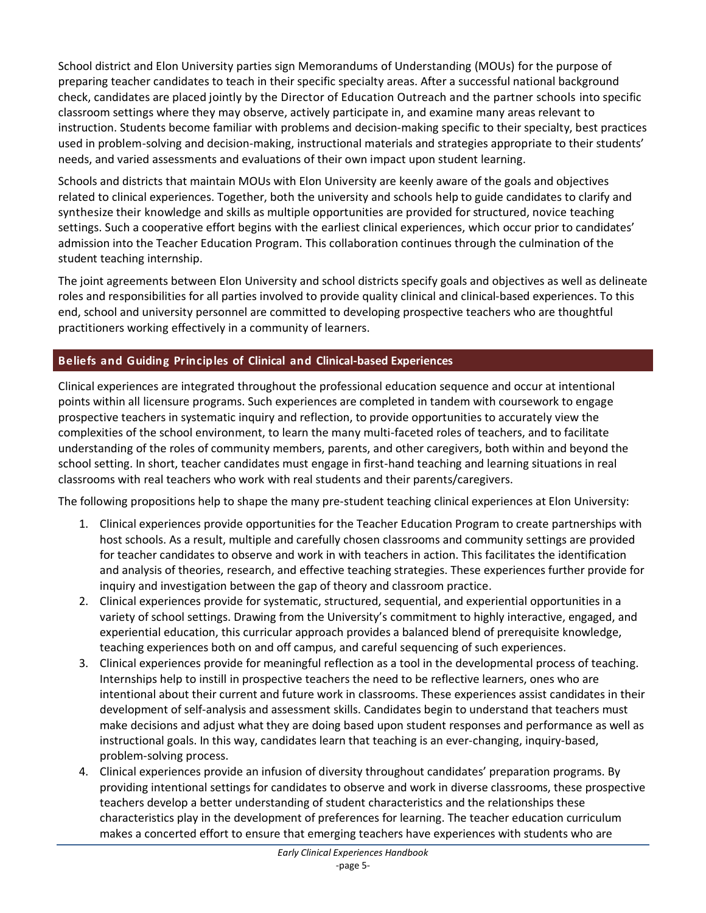School district and Elon University parties sign Memorandums of Understanding (MOUs) for the purpose of preparing teacher candidates to teach in their specific specialty areas. After a successful national background check, candidates are placed jointly by the Director of Education Outreach and the partner schools into specific classroom settings where they may observe, actively participate in, and examine many areas relevant to instruction. Students become familiar with problems and decision-making specific to their specialty, best practices used in problem-solving and decision-making, instructional materials and strategies appropriate to their students' needs, and varied assessments and evaluations of their own impact upon student learning.

Schools and districts that maintain MOUs with Elon University are keenly aware of the goals and objectives related to clinical experiences. Together, both the university and schools help to guide candidates to clarify and synthesize their knowledge and skills as multiple opportunities are provided for structured, novice teaching settings. Such a cooperative effort begins with the earliest clinical experiences, which occur prior to candidates' admission into the Teacher Education Program. This collaboration continues through the culmination of the student teaching internship.

The joint agreements between Elon University and school districts specify goals and objectives as well as delineate roles and responsibilities for all parties involved to provide quality clinical and clinical-based experiences. To this end, school and university personnel are committed to developing prospective teachers who are thoughtful practitioners working effectively in a community of learners.

## Beliefs and Guiding Principles of Clinical and Clinical-based Experiences

Clinical experiences are integrated throughout the professional education sequence and occur at intentional points within all licensure programs. Such experiences are completed in tandem with coursework to engage prospective teachers in systematic inquiry and reflection, to provide opportunities to accurately view the complexities of the school environment, to learn the many multi-faceted roles of teachers, and to facilitate understanding of the roles of community members, parents, and other caregivers, both within and beyond the school setting. In short, teacher candidates must engage in first-hand teaching and learning situations in real classrooms with real teachers who work with real students and their parents/caregivers.

The following propositions help to shape the many pre-student teaching clinical experiences at Elon University:

1. Clinical experiences provide opportunities for the Teacher Education Program to create partnerships with host schools. As a result, multiple and carefully chosen classrooms and community settings are provided for teacher candidates to observe and work in with teachers in action. This facilitates the identification and analysis of theories, research, and effective teaching strategies. These experiences further provide for inquiry and investigation between the gap of theory and classroom practice.
2. Clinical experiences provide for systematic, structured, sequential, and experiential opportunities in a variety of school settings. Drawing from the University's commitment to highly interactive, engaged, and experiential education, this curricular approach provides a balanced blend of prerequisite knowledge, teaching experiences both on and off campus, and careful sequencing of such experiences.
3. Clinical experiences provide for meaningful reflection as a tool in the developmental process of teaching. Internships help to instill in prospective teachers the need to be reflective learners, ones who are intentional about their current and future work in classrooms. These experiences assist candidates in their development of self-analysis and assessment skills. Candidates begin to understand that teachers must make decisions and adjust what they are doing based upon student responses and performance as well as instructional goals. In this way, candidates learn that teaching is an ever-changing, inquiry-based, problem-solving process.
4. Clinical experiences provide an infusion of diversity throughout candidates' preparation programs. By providing intentional settings for candidates to observe and work in diverse classrooms, these prospective teachers develop a better understanding of student characteristics and the relationships these characteristics play in the development of preferences for learning. The teacher education curriculum makes a concerted effort to ensure that emerging teachers have experiences with students who are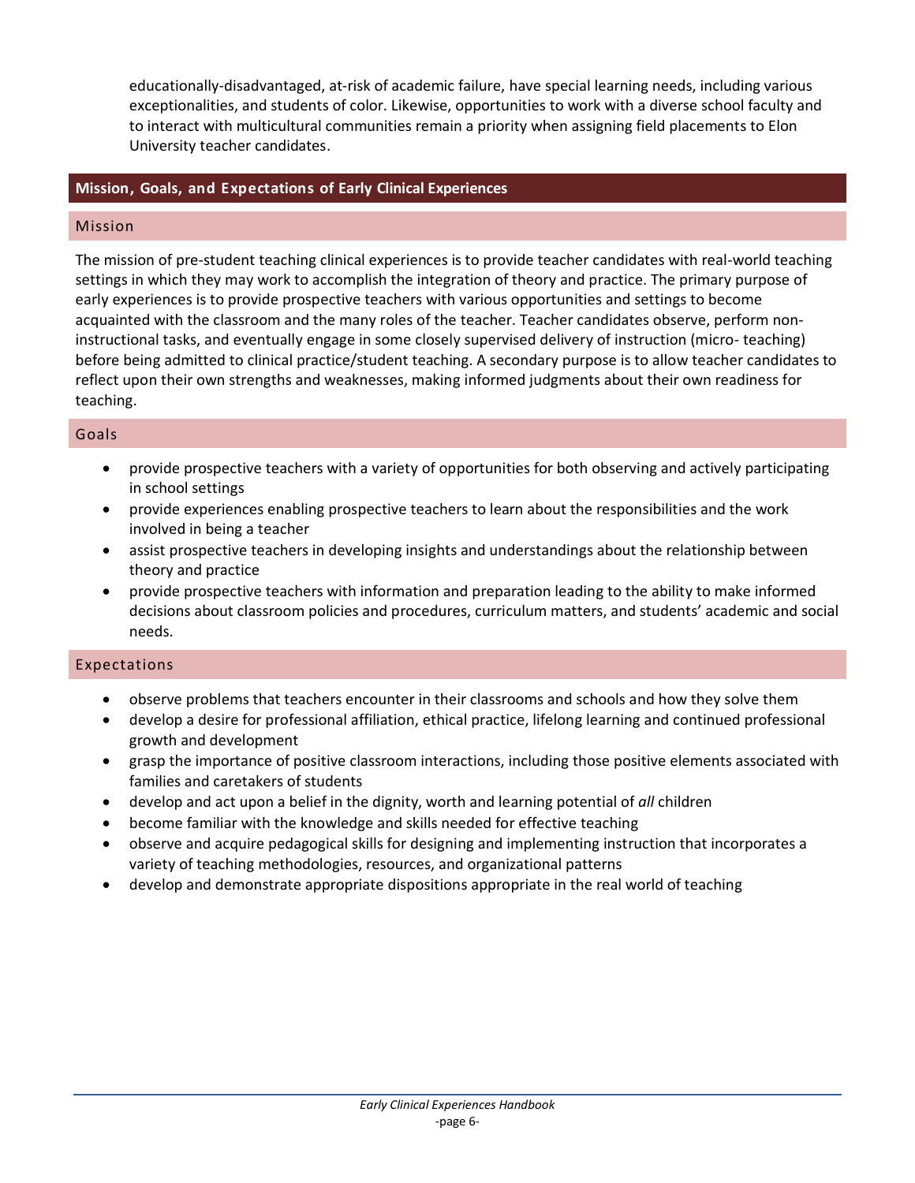educationally-disadvantaged, at-risk of academic failure, have special learning needs, including various exceptionalities, and students of color. Likewise, opportunities to work with a diverse school faculty and to interact with multicultural communities remain a priority when assigning field placements to Elon University teacher candidates.

## Mission, Goals, and Expectations of Early Clinical Experiences

### Mission

The mission of pre-student teaching clinical experiences is to provide teacher candidates with real-world teaching settings in which they may work to accomplish the integration of theory and practice. The primary purpose of early experiences is to provide prospective teachers with various opportunities and settings to become acquainted with the classroom and the many roles of the teacher. Teacher candidates observe, perform non-instructional tasks, and eventually engage in some closely supervised delivery of instruction (micro- teaching) before being admitted to clinical practice/student teaching. A secondary purpose is to allow teacher candidates to reflect upon their own strengths and weaknesses, making informed judgments about their own readiness for teaching.

### Goals

- provide prospective teachers with a variety of opportunities for both observing and actively participating in school settings
- provide experiences enabling prospective teachers to learn about the responsibilities and the work involved in being a teacher
- assist prospective teachers in developing insights and understandings about the relationship between theory and practice
- provide prospective teachers with information and preparation leading to the ability to make informed decisions about classroom policies and procedures, curriculum matters, and students' academic and social needs.

### Expectations

- observe problems that teachers encounter in their classrooms and schools and how they solve them
- develop a desire for professional affiliation, ethical practice, lifelong learning and continued professional growth and development
- grasp the importance of positive classroom interactions, including those positive elements associated with families and caretakers of students
- develop and act upon a belief in the dignity, worth and learning potential of *all* children
- become familiar with the knowledge and skills needed for effective teaching
- observe and acquire pedagogical skills for designing and implementing instruction that incorporates a variety of teaching methodologies, resources, and organizational patterns
- develop and demonstrate appropriate dispositions appropriate in the real world of teaching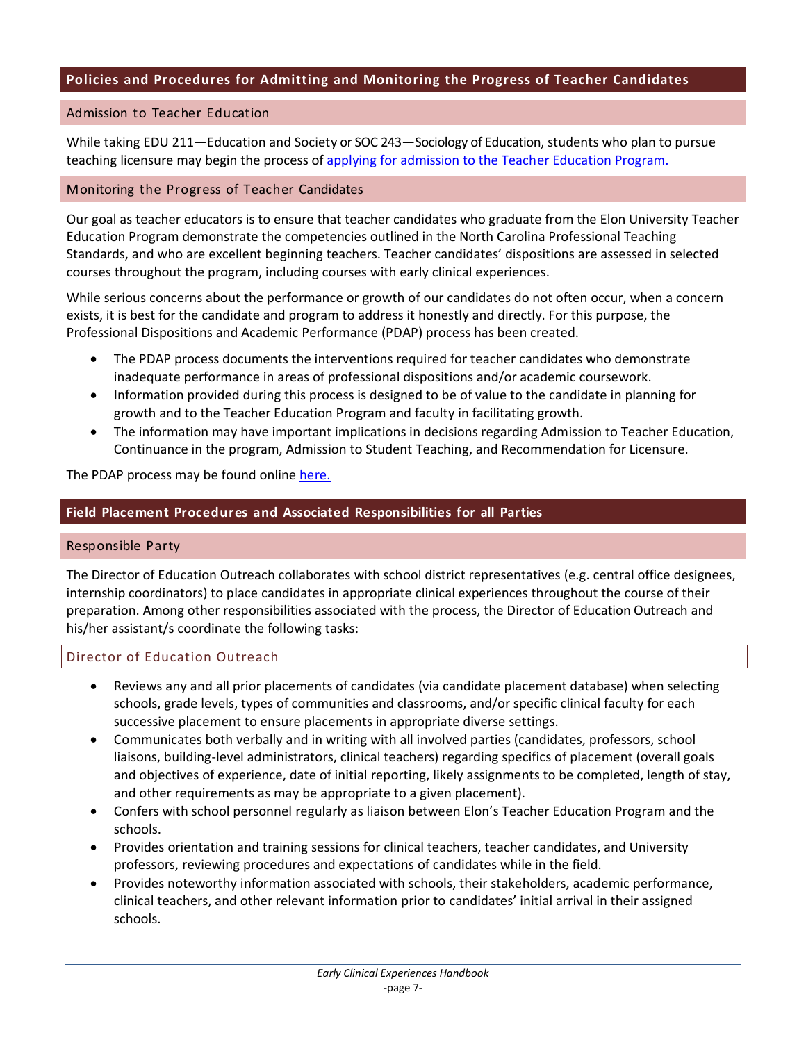## Policies and Procedures for Admitting and Monitoring the Progress of Teacher Candidates

### Admission to Teacher Education

While taking EDU 211—Education and Society or SOC 243—Sociology of Education, students who plan to pursue teaching licensure may begin the process of [applying for admission to the Teacher Education Program.]()

### Monitoring the Progress of Teacher Candidates

Our goal as teacher educators is to ensure that teacher candidates who graduate from the Elon University Teacher Education Program demonstrate the competencies outlined in the North Carolina Professional Teaching Standards, and who are excellent beginning teachers. Teacher candidates' dispositions are assessed in selected courses throughout the program, including courses with early clinical experiences.

While serious concerns about the performance or growth of our candidates do not often occur, when a concern exists, it is best for the candidate and program to address it honestly and directly. For this purpose, the Professional Dispositions and Academic Performance (PDAP) process has been created.

- The PDAP process documents the interventions required for teacher candidates who demonstrate inadequate performance in areas of professional dispositions and/or academic coursework.
- Information provided during this process is designed to be of value to the candidate in planning for growth and to the Teacher Education Program and faculty in facilitating growth.
- The information may have important implications in decisions regarding Admission to Teacher Education, Continuance in the program, Admission to Student Teaching, and Recommendation for Licensure.

The PDAP process may be found online [here.]()

## Field Placement Procedures and Associated Responsibilities for all Parties

### Responsible Party

The Director of Education Outreach collaborates with school district representatives (e.g. central office designees, internship coordinators) to place candidates in appropriate clinical experiences throughout the course of their preparation. Among other responsibilities associated with the process, the Director of Education Outreach and his/her assistant/s coordinate the following tasks:

#### Director of Education Outreach

- Reviews any and all prior placements of candidates (via candidate placement database) when selecting schools, grade levels, types of communities and classrooms, and/or specific clinical faculty for each successive placement to ensure placements in appropriate diverse settings.
- Communicates both verbally and in writing with all involved parties (candidates, professors, school liaisons, building-level administrators, clinical teachers) regarding specifics of placement (overall goals and objectives of experience, date of initial reporting, likely assignments to be completed, length of stay, and other requirements as may be appropriate to a given placement).
- Confers with school personnel regularly as liaison between Elon's Teacher Education Program and the schools.
- Provides orientation and training sessions for clinical teachers, teacher candidates, and University professors, reviewing procedures and expectations of candidates while in the field.
- Provides noteworthy information associated with schools, their stakeholders, academic performance, clinical teachers, and other relevant information prior to candidates' initial arrival in their assigned schools.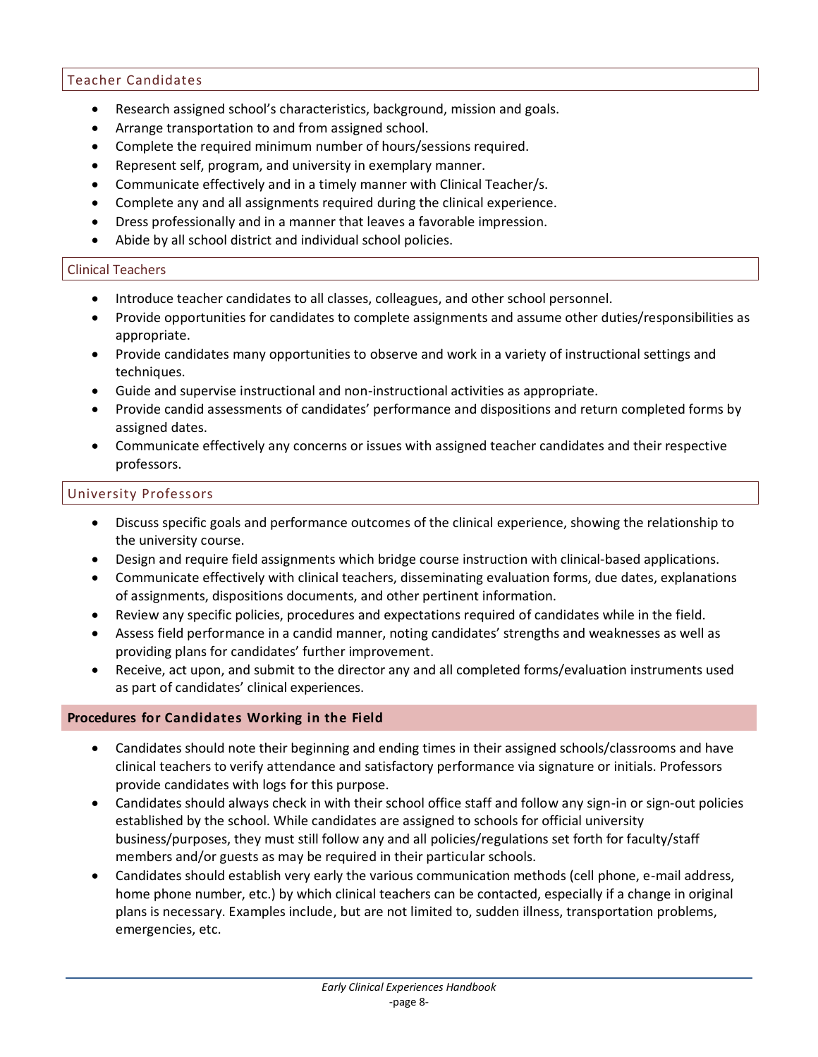### Teacher Candidates

- Research assigned school's characteristics, background, mission and goals.
- Arrange transportation to and from assigned school.
- Complete the required minimum number of hours/sessions required.
- Represent self, program, and university in exemplary manner.
- Communicate effectively and in a timely manner with Clinical Teacher/s.
- Complete any and all assignments required during the clinical experience.
- Dress professionally and in a manner that leaves a favorable impression.
- Abide by all school district and individual school policies.

### Clinical Teachers

- Introduce teacher candidates to all classes, colleagues, and other school personnel.
- Provide opportunities for candidates to complete assignments and assume other duties/responsibilities as appropriate.
- Provide candidates many opportunities to observe and work in a variety of instructional settings and techniques.
- Guide and supervise instructional and non-instructional activities as appropriate.
- Provide candid assessments of candidates' performance and dispositions and return completed forms by assigned dates.
- Communicate effectively any concerns or issues with assigned teacher candidates and their respective professors.

### University Professors

- Discuss specific goals and performance outcomes of the clinical experience, showing the relationship to the university course.
- Design and require field assignments which bridge course instruction with clinical-based applications.
- Communicate effectively with clinical teachers, disseminating evaluation forms, due dates, explanations of assignments, dispositions documents, and other pertinent information.
- Review any specific policies, procedures and expectations required of candidates while in the field.
- Assess field performance in a candid manner, noting candidates' strengths and weaknesses as well as providing plans for candidates' further improvement.
- Receive, act upon, and submit to the director any and all completed forms/evaluation instruments used as part of candidates' clinical experiences.

## Procedures for Candidates Working in the Field

- Candidates should note their beginning and ending times in their assigned schools/classrooms and have clinical teachers to verify attendance and satisfactory performance via signature or initials. Professors provide candidates with logs for this purpose.
- Candidates should always check in with their school office staff and follow any sign-in or sign-out policies established by the school. While candidates are assigned to schools for official university business/purposes, they must still follow any and all policies/regulations set forth for faculty/staff members and/or guests as may be required in their particular schools.
- Candidates should establish very early the various communication methods (cell phone, e-mail address, home phone number, etc.) by which clinical teachers can be contacted, especially if a change in original plans is necessary. Examples include, but are not limited to, sudden illness, transportation problems, emergencies, etc.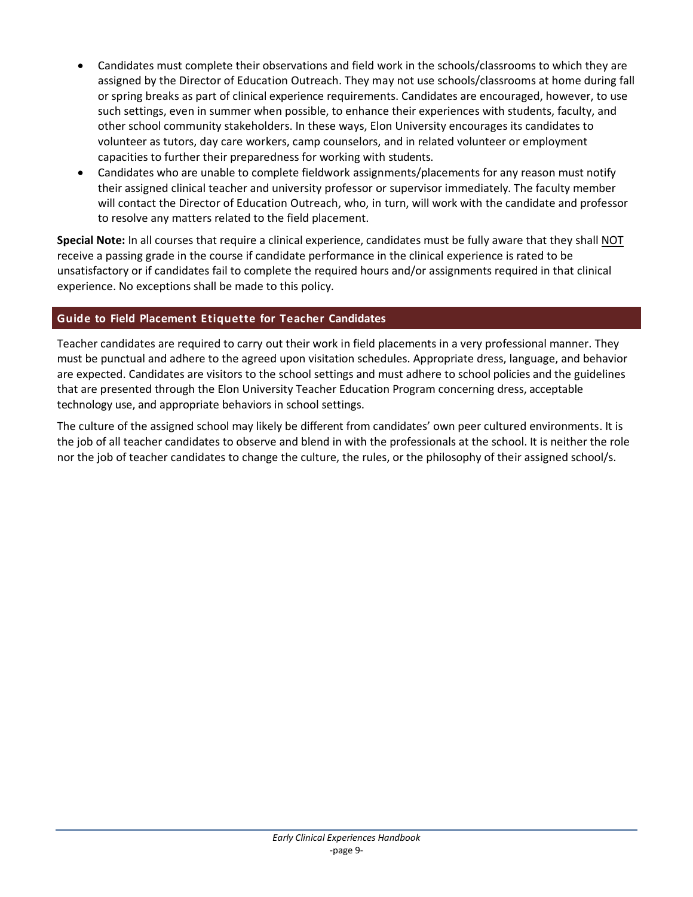- Candidates must complete their observations and field work in the schools/classrooms to which they are assigned by the Director of Education Outreach. They may not use schools/classrooms at home during fall or spring breaks as part of clinical experience requirements. Candidates are encouraged, however, to use such settings, even in summer when possible, to enhance their experiences with students, faculty, and other school community stakeholders. In these ways, Elon University encourages its candidates to volunteer as tutors, day care workers, camp counselors, and in related volunteer or employment capacities to further their preparedness for working with students.
- Candidates who are unable to complete fieldwork assignments/placements for any reason must notify their assigned clinical teacher and university professor or supervisor immediately. The faculty member will contact the Director of Education Outreach, who, in turn, will work with the candidate and professor to resolve any matters related to the field placement.

**Special Note:** In all courses that require a clinical experience, candidates must be fully aware that they shall NOT receive a passing grade in the course if candidate performance in the clinical experience is rated to be unsatisfactory or if candidates fail to complete the required hours and/or assignments required in that clinical experience. No exceptions shall be made to this policy.

## Guide to Field Placement Etiquette for Teacher Candidates

Teacher candidates are required to carry out their work in field placements in a very professional manner. They must be punctual and adhere to the agreed upon visitation schedules. Appropriate dress, language, and behavior are expected. Candidates are visitors to the school settings and must adhere to school policies and the guidelines that are presented through the Elon University Teacher Education Program concerning dress, acceptable technology use, and appropriate behaviors in school settings.

The culture of the assigned school may likely be different from candidates' own peer cultured environments. It is the job of all teacher candidates to observe and blend in with the professionals at the school. It is neither the role nor the job of teacher candidates to change the culture, the rules, or the philosophy of their assigned school/s.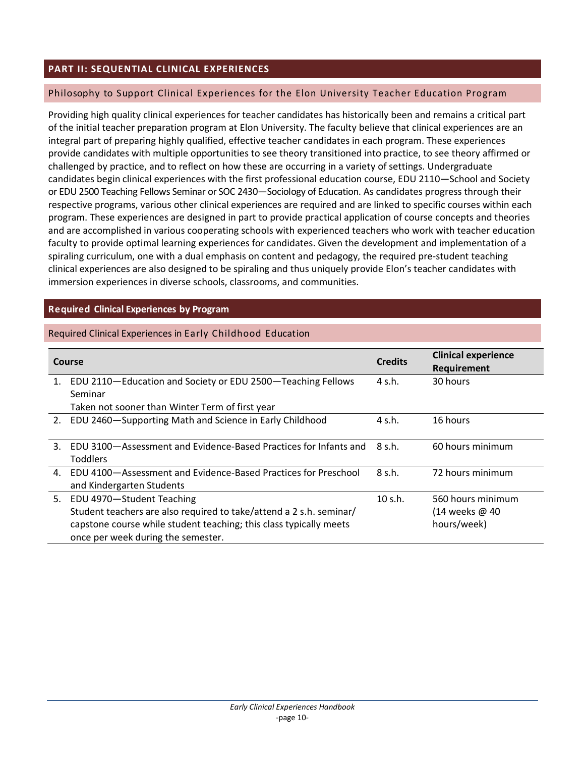## PART II: SEQUENTIAL CLINICAL EXPERIENCES

### Philosophy to Support Clinical Experiences for the Elon University Teacher Education Program

Providing high quality clinical experiences for teacher candidates has historically been and remains a critical part of the initial teacher preparation program at Elon University. The faculty believe that clinical experiences are an integral part of preparing highly qualified, effective teacher candidates in each program. These experiences provide candidates with multiple opportunities to see theory transitioned into practice, to see theory affirmed or challenged by practice, and to reflect on how these are occurring in a variety of settings. Undergraduate candidates begin clinical experiences with the first professional education course, EDU 2110—School and Society or EDU 2500 Teaching Fellows Seminar or SOC 2430—Sociology of Education. As candidates progress through their respective programs, various other clinical experiences are required and are linked to specific courses within each program. These experiences are designed in part to provide practical application of course concepts and theories and are accomplished in various cooperating schools with experienced teachers who work with teacher education faculty to provide optimal learning experiences for candidates. Given the development and implementation of a spiraling curriculum, one with a dual emphasis on content and pedagogy, the required pre-student teaching clinical experiences are also designed to be spiraling and thus uniquely provide Elon's teacher candidates with immersion experiences in diverse schools, classrooms, and communities.

## Required Clinical Experiences by Program

### Required Clinical Experiences in Early Childhood Education

| Course | Credits | Clinical experience Requirement |
|---|---|---|
| 1. EDU 2110—Education and Society or EDU 2500—Teaching Fellows Seminar<br>Taken not sooner than Winter Term of first year | 4 s.h. | 30 hours |
| 2. EDU 2460—Supporting Math and Science in Early Childhood | 4 s.h. | 16 hours |
| 3. EDU 3100—Assessment and Evidence-Based Practices for Infants and Toddlers | 8 s.h. | 60 hours minimum |
| 4. EDU 4100—Assessment and Evidence-Based Practices for Preschool and Kindergarten Students | 8 s.h. | 72 hours minimum |
| 5. EDU 4970—Student Teaching<br>Student teachers are also required to take/attend a 2 s.h. seminar/ capstone course while student teaching; this class typically meets once per week during the semester. | 10 s.h. | 560 hours minimum (14 weeks @ 40 hours/week) |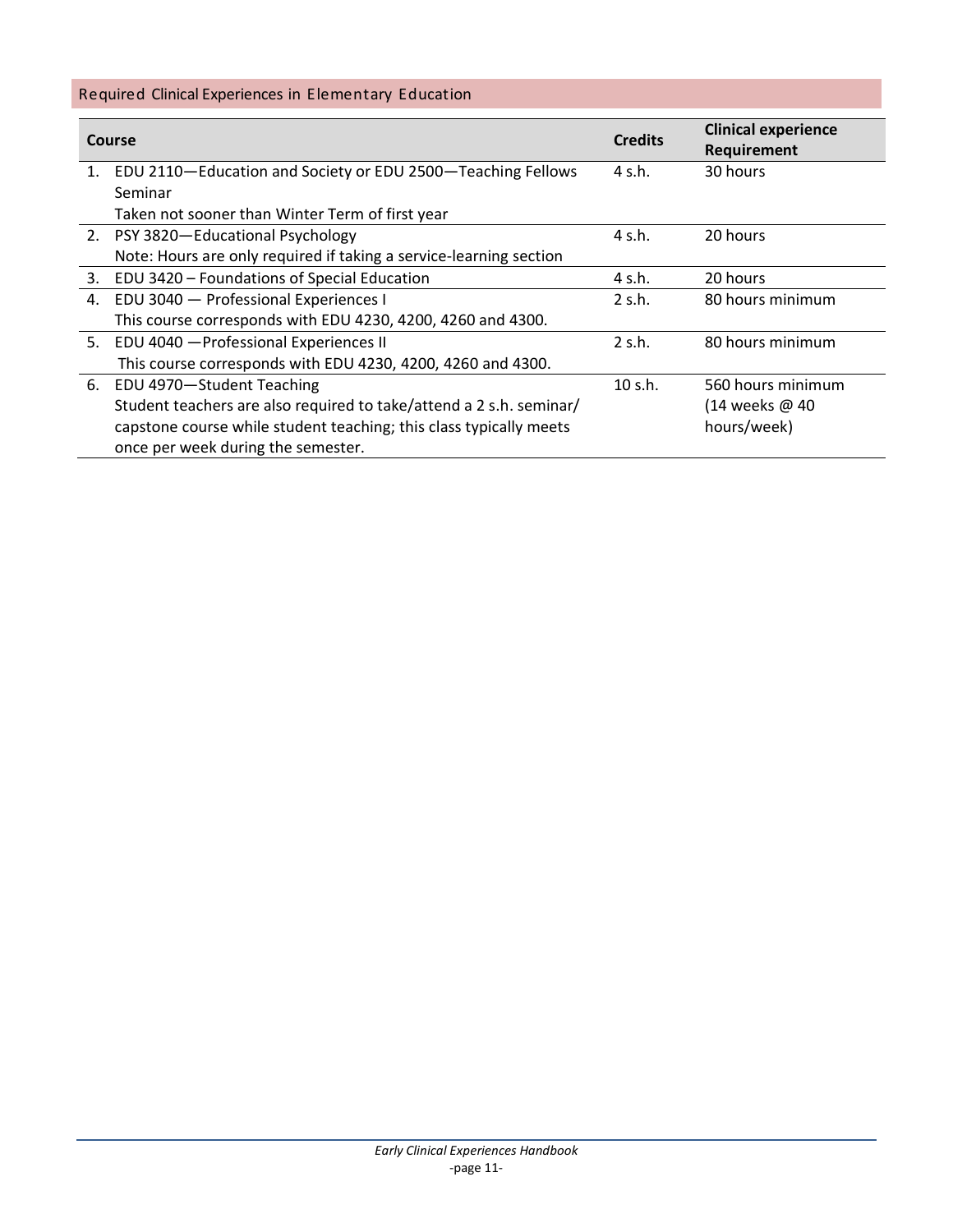## Required Clinical Experiences in Elementary Education

| Course | Credits | Clinical experience Requirement |
|---|---|---|
| 1. EDU 2110—Education and Society or EDU 2500—Teaching Fellows Seminar<br>Taken not sooner than Winter Term of first year | 4 s.h. | 30 hours |
| 2. PSY 3820—Educational Psychology<br>Note: Hours are only required if taking a service-learning section | 4 s.h. | 20 hours |
| 3. EDU 3420 – Foundations of Special Education | 4 s.h. | 20 hours |
| 4. EDU 3040 — Professional Experiences I<br>This course corresponds with EDU 4230, 4200, 4260 and 4300. | 2 s.h. | 80 hours minimum |
| 5. EDU 4040 —Professional Experiences II<br>This course corresponds with EDU 4230, 4200, 4260 and 4300. | 2 s.h. | 80 hours minimum |
| 6. EDU 4970—Student Teaching<br>Student teachers are also required to take/attend a 2 s.h. seminar/ capstone course while student teaching; this class typically meets once per week during the semester. | 10 s.h. | 560 hours minimum (14 weeks @ 40 hours/week) |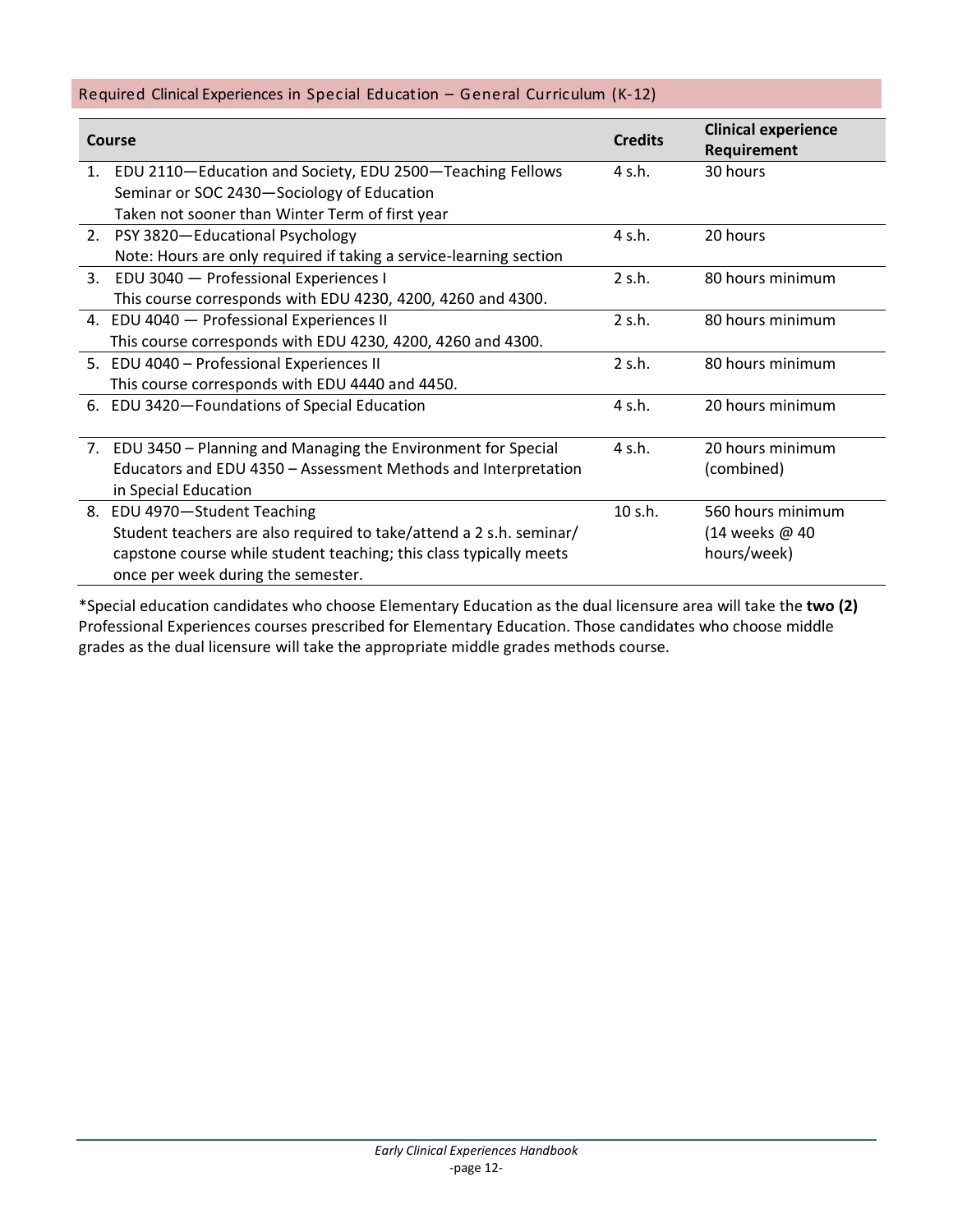## Required Clinical Experiences in Special Education – General Curriculum (K-12)

| Course | Credits | Clinical experience Requirement |
|---|---|---|
| 1. EDU 2110—Education and Society, EDU 2500—Teaching Fellows Seminar or SOC 2430—Sociology of Education<br>Taken not sooner than Winter Term of first year | 4 s.h. | 30 hours |
| 2. PSY 3820—Educational Psychology<br>Note: Hours are only required if taking a service-learning section | 4 s.h. | 20 hours |
| 3. EDU 3040 — Professional Experiences I<br>This course corresponds with EDU 4230, 4200, 4260 and 4300. | 2 s.h. | 80 hours minimum |
| 4. EDU 4040 — Professional Experiences II<br>This course corresponds with EDU 4230, 4200, 4260 and 4300. | 2 s.h. | 80 hours minimum |
| 5. EDU 4040 – Professional Experiences II<br>This course corresponds with EDU 4440 and 4450. | 2 s.h. | 80 hours minimum |
| 6. EDU 3420—Foundations of Special Education | 4 s.h. | 20 hours minimum |
| 7. EDU 3450 – Planning and Managing the Environment for Special Educators and EDU 4350 – Assessment Methods and Interpretation in Special Education | 4 s.h. | 20 hours minimum (combined) |
| 8. EDU 4970—Student Teaching<br>Student teachers are also required to take/attend a 2 s.h. seminar/ capstone course while student teaching; this class typically meets once per week during the semester. | 10 s.h. | 560 hours minimum (14 weeks @ 40 hours/week) |

*Special education candidates who choose Elementary Education as the dual licensure area will take the **two (2)** Professional Experiences courses prescribed for Elementary Education. Those candidates who choose middle grades as the dual licensure will take the appropriate middle grades methods course.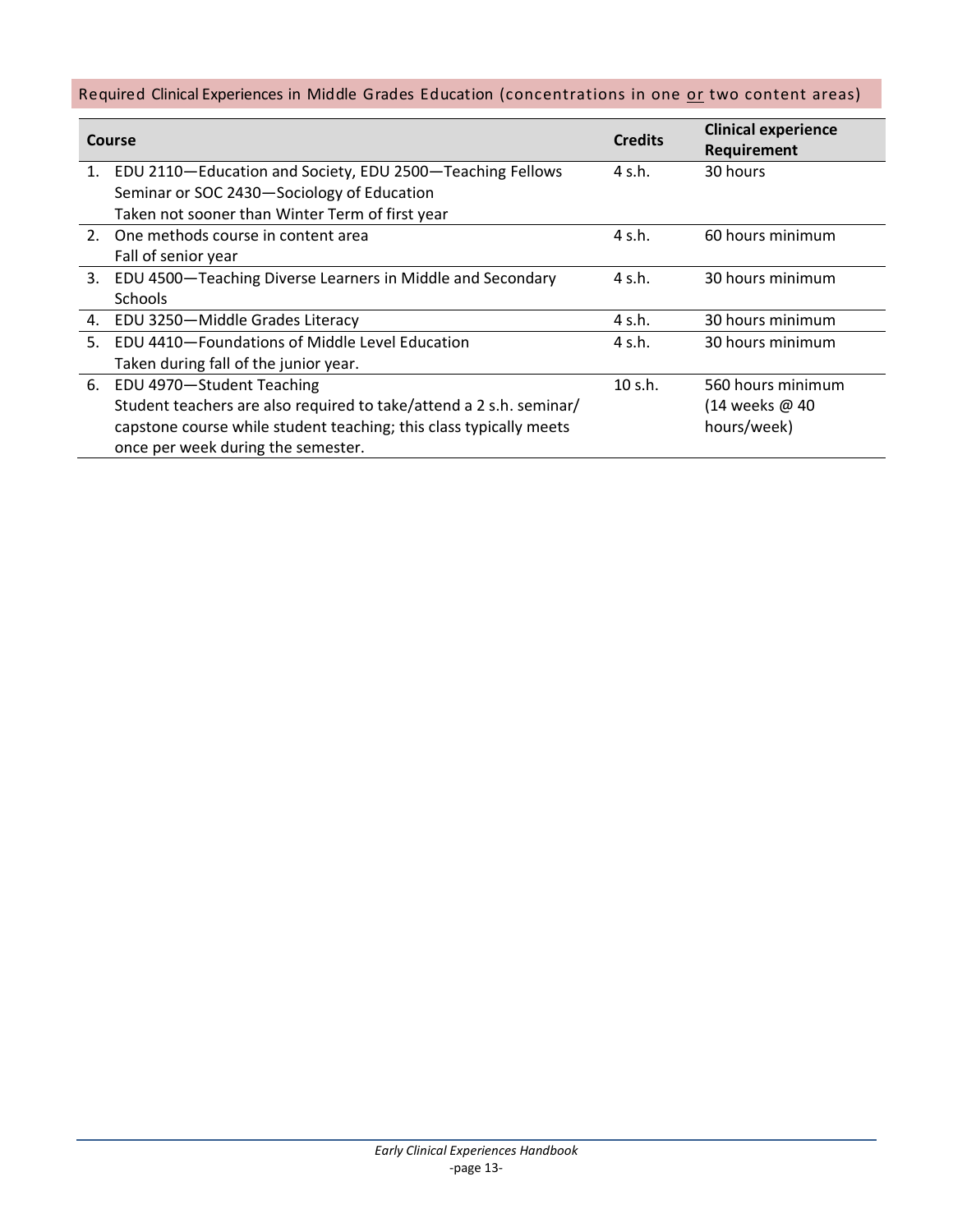## Required Clinical Experiences in Middle Grades Education (concentrations in one <u>or</u> two content areas)

| Course | Credits | Clinical experience Requirement |
|---|---|---|
| 1. EDU 2110—Education and Society, EDU 2500—Teaching Fellows Seminar or SOC 2430—Sociology of Education<br>Taken not sooner than Winter Term of first year | 4 s.h. | 30 hours |
| 2. One methods course in content area<br>Fall of senior year | 4 s.h. | 60 hours minimum |
| 3. EDU 4500—Teaching Diverse Learners in Middle and Secondary Schools | 4 s.h. | 30 hours minimum |
| 4. EDU 3250—Middle Grades Literacy | 4 s.h. | 30 hours minimum |
| 5. EDU 4410—Foundations of Middle Level Education<br>Taken during fall of the junior year. | 4 s.h. | 30 hours minimum |
| 6. EDU 4970—Student Teaching<br>Student teachers are also required to take/attend a 2 s.h. seminar/capstone course while student teaching; this class typically meets once per week during the semester. | 10 s.h. | 560 hours minimum (14 weeks @ 40 hours/week) |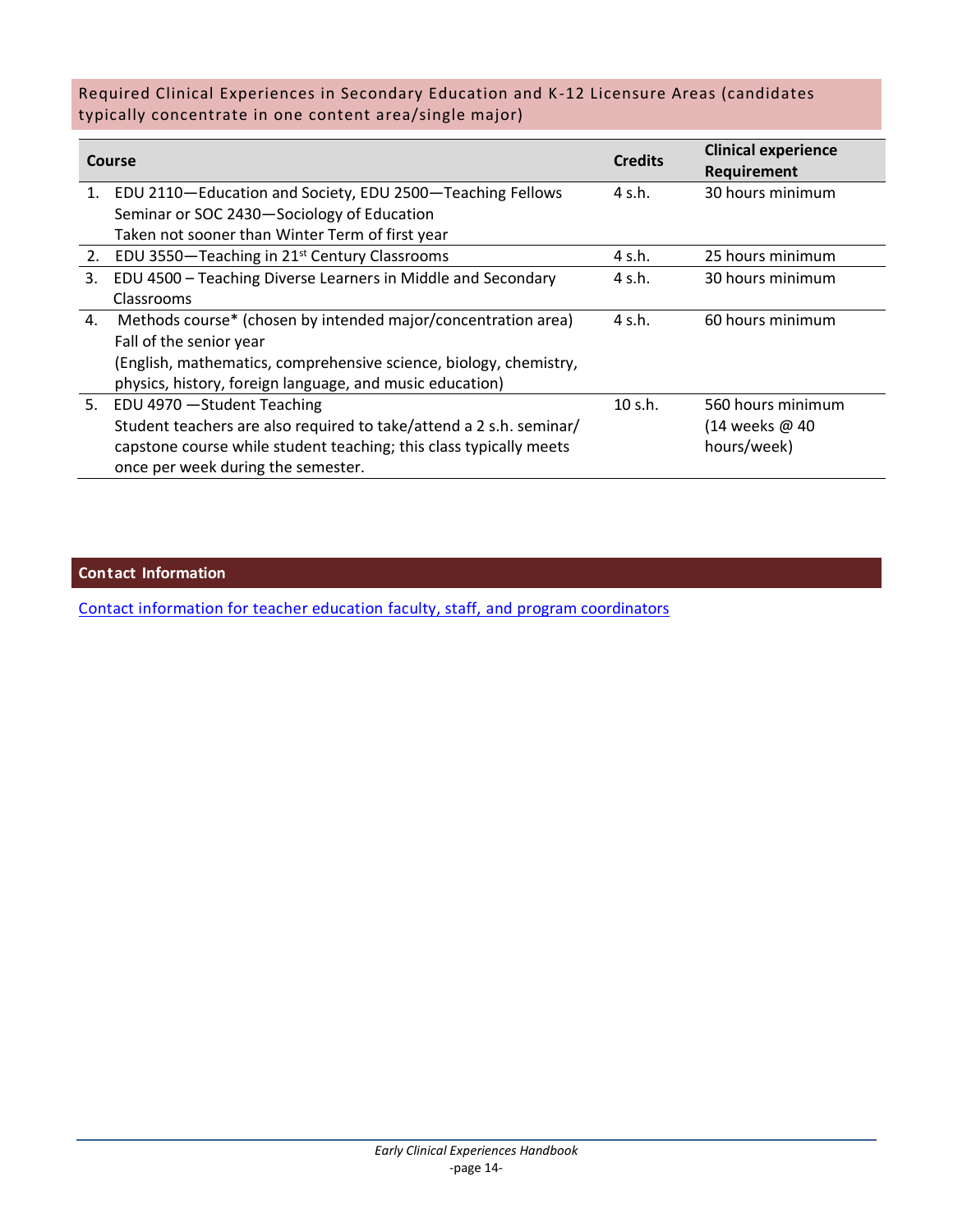## Required Clinical Experiences in Secondary Education and K-12 Licensure Areas (candidates typically concentrate in one content area/single major)

| Course | Credits | Clinical experience Requirement |
|---|---|---|
| 1. EDU 2110—Education and Society, EDU 2500—Teaching Fellows Seminar or SOC 2430—Sociology of Education<br>Taken not sooner than Winter Term of first year | 4 s.h. | 30 hours minimum |
| 2. EDU 3550—Teaching in 21st Century Classrooms | 4 s.h. | 25 hours minimum |
| 3. EDU 4500 – Teaching Diverse Learners in Middle and Secondary Classrooms | 4 s.h. | 30 hours minimum |
| 4. Methods course* (chosen by intended major/concentration area) Fall of the senior year<br>(English, mathematics, comprehensive science, biology, chemistry, physics, history, foreign language, and music education) | 4 s.h. | 60 hours minimum |
| 5. EDU 4970 —Student Teaching<br>Student teachers are also required to take/attend a 2 s.h. seminar/ capstone course while student teaching; this class typically meets once per week during the semester. | 10 s.h. | 560 hours minimum (14 weeks @ 40 hours/week) |

## Contact Information

[Contact information for teacher education faculty, staff, and program coordinators]